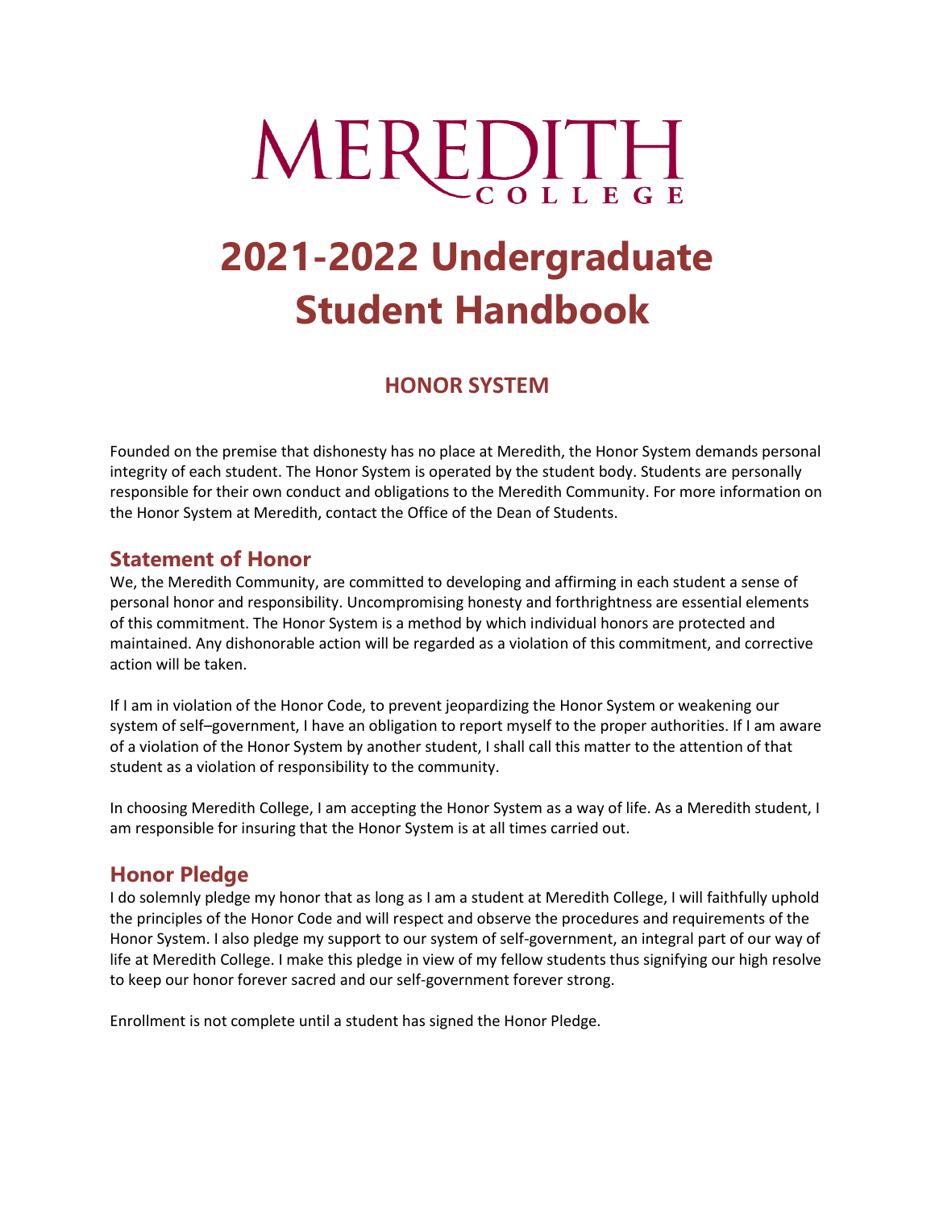MEREDITH COLLEGE

# 2021-2022 Undergraduate Student Handbook

## HONOR SYSTEM

Founded on the premise that dishonesty has no place at Meredith, the Honor System demands personal integrity of each student. The Honor System is operated by the student body. Students are personally responsible for their own conduct and obligations to the Meredith Community. For more information on the Honor System at Meredith, contact the Office of the Dean of Students.

### Statement of Honor

We, the Meredith Community, are committed to developing and affirming in each student a sense of personal honor and responsibility. Uncompromising honesty and forthrightness are essential elements of this commitment. The Honor System is a method by which individual honors are protected and maintained. Any dishonorable action will be regarded as a violation of this commitment, and corrective action will be taken.

If I am in violation of the Honor Code, to prevent jeopardizing the Honor System or weakening our system of self–government, I have an obligation to report myself to the proper authorities. If I am aware of a violation of the Honor System by another student, I shall call this matter to the attention of that student as a violation of responsibility to the community.

In choosing Meredith College, I am accepting the Honor System as a way of life. As a Meredith student, I am responsible for insuring that the Honor System is at all times carried out.

### Honor Pledge

I do solemnly pledge my honor that as long as I am a student at Meredith College, I will faithfully uphold the principles of the Honor Code and will respect and observe the procedures and requirements of the Honor System. I also pledge my support to our system of self-government, an integral part of our way of life at Meredith College. I make this pledge in view of my fellow students thus signifying our high resolve to keep our honor forever sacred and our self-government forever strong.

Enrollment is not complete until a student has signed the Honor Pledge.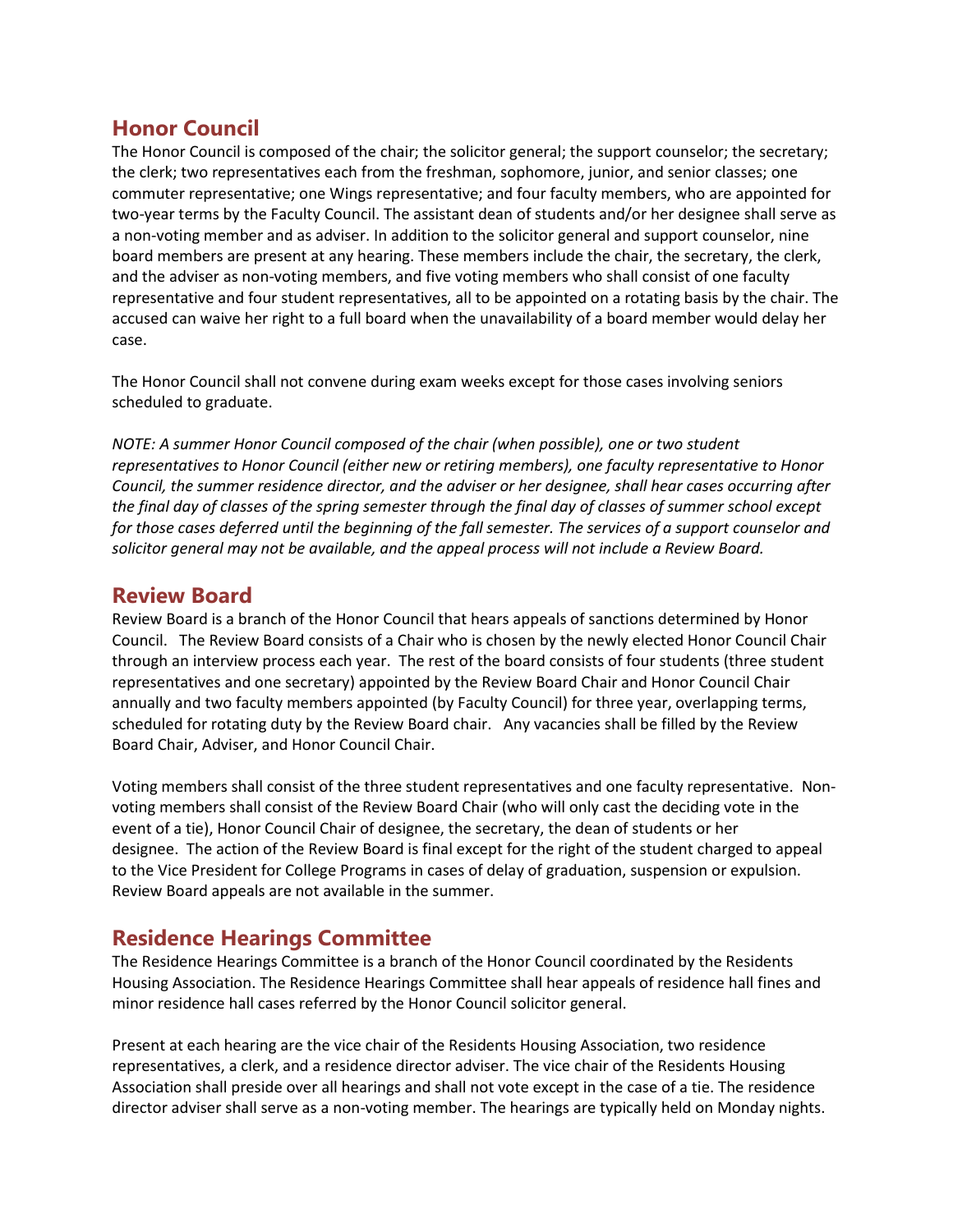## Honor Council

The Honor Council is composed of the chair; the solicitor general; the support counselor; the secretary; the clerk; two representatives each from the freshman, sophomore, junior, and senior classes; one commuter representative; one Wings representative; and four faculty members, who are appointed for two-year terms by the Faculty Council. The assistant dean of students and/or her designee shall serve as a non-voting member and as adviser. In addition to the solicitor general and support counselor, nine board members are present at any hearing. These members include the chair, the secretary, the clerk, and the adviser as non-voting members, and five voting members who shall consist of one faculty representative and four student representatives, all to be appointed on a rotating basis by the chair. The accused can waive her right to a full board when the unavailability of a board member would delay her case.

The Honor Council shall not convene during exam weeks except for those cases involving seniors scheduled to graduate.

*NOTE: A summer Honor Council composed of the chair (when possible), one or two student representatives to Honor Council (either new or retiring members), one faculty representative to Honor Council, the summer residence director, and the adviser or her designee, shall hear cases occurring after the final day of classes of the spring semester through the final day of classes of summer school except for those cases deferred until the beginning of the fall semester. The services of a support counselor and solicitor general may not be available, and the appeal process will not include a Review Board.*

## Review Board

Review Board is a branch of the Honor Council that hears appeals of sanctions determined by Honor Council. The Review Board consists of a Chair who is chosen by the newly elected Honor Council Chair through an interview process each year. The rest of the board consists of four students (three student representatives and one secretary) appointed by the Review Board Chair and Honor Council Chair annually and two faculty members appointed (by Faculty Council) for three year, overlapping terms, scheduled for rotating duty by the Review Board chair. Any vacancies shall be filled by the Review Board Chair, Adviser, and Honor Council Chair.

Voting members shall consist of the three student representatives and one faculty representative. Non-voting members shall consist of the Review Board Chair (who will only cast the deciding vote in the event of a tie), Honor Council Chair of designee, the secretary, the dean of students or her designee. The action of the Review Board is final except for the right of the student charged to appeal to the Vice President for College Programs in cases of delay of graduation, suspension or expulsion. Review Board appeals are not available in the summer.

## Residence Hearings Committee

The Residence Hearings Committee is a branch of the Honor Council coordinated by the Residents Housing Association. The Residence Hearings Committee shall hear appeals of residence hall fines and minor residence hall cases referred by the Honor Council solicitor general.

Present at each hearing are the vice chair of the Residents Housing Association, two residence representatives, a clerk, and a residence director adviser. The vice chair of the Residents Housing Association shall preside over all hearings and shall not vote except in the case of a tie. The residence director adviser shall serve as a non-voting member. The hearings are typically held on Monday nights.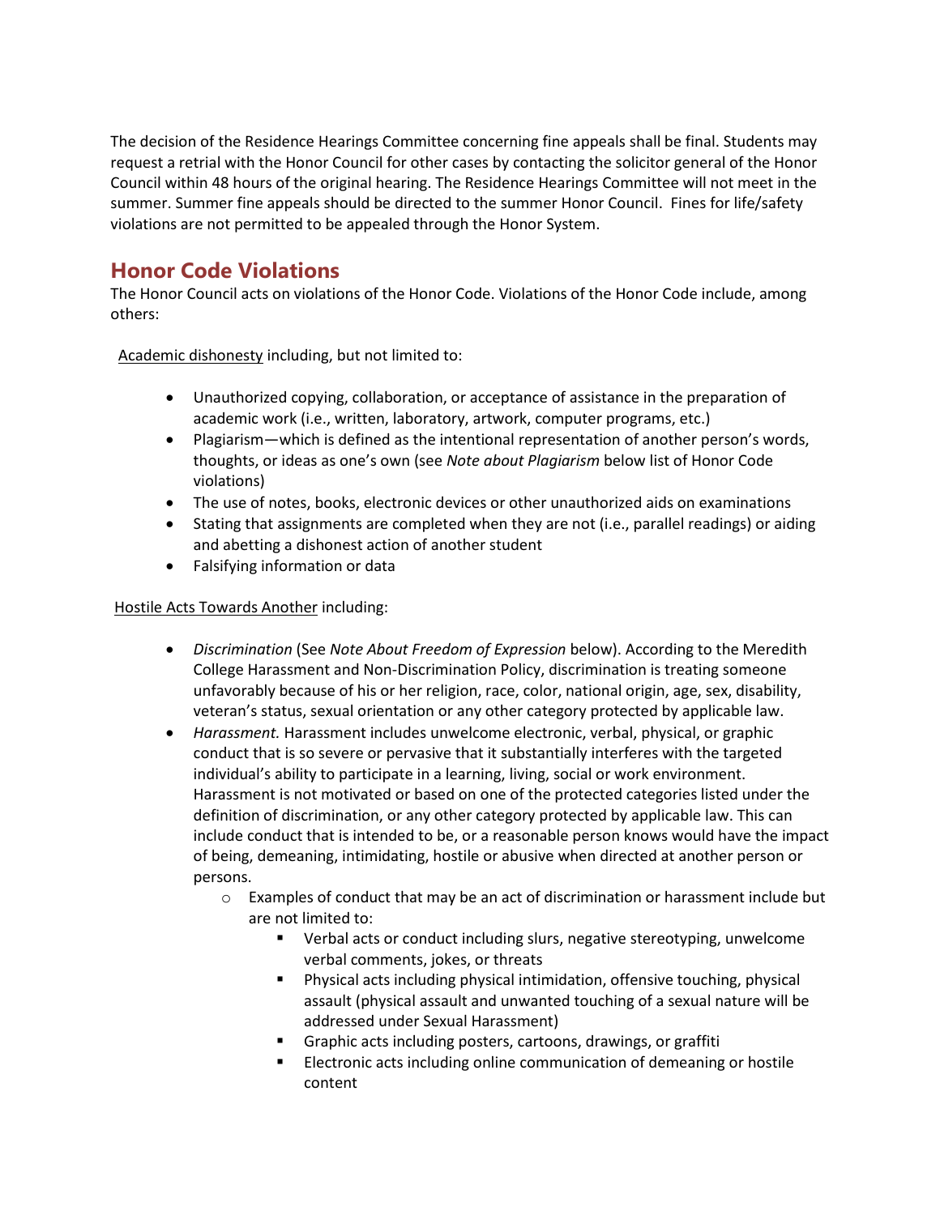The decision of the Residence Hearings Committee concerning fine appeals shall be final. Students may request a retrial with the Honor Council for other cases by contacting the solicitor general of the Honor Council within 48 hours of the original hearing. The Residence Hearings Committee will not meet in the summer. Summer fine appeals should be directed to the summer Honor Council. Fines for life/safety violations are not permitted to be appealed through the Honor System.

## Honor Code Violations

The Honor Council acts on violations of the Honor Code. Violations of the Honor Code include, among others:

Academic dishonesty including, but not limited to:

- Unauthorized copying, collaboration, or acceptance of assistance in the preparation of academic work (i.e., written, laboratory, artwork, computer programs, etc.)
- Plagiarism—which is defined as the intentional representation of another person's words, thoughts, or ideas as one's own (see *Note about Plagiarism* below list of Honor Code violations)
- The use of notes, books, electronic devices or other unauthorized aids on examinations
- Stating that assignments are completed when they are not (i.e., parallel readings) or aiding and abetting a dishonest action of another student
- Falsifying information or data

Hostile Acts Towards Another including:

- *Discrimination* (See *Note About Freedom of Expression* below). According to the Meredith College Harassment and Non-Discrimination Policy, discrimination is treating someone unfavorably because of his or her religion, race, color, national origin, age, sex, disability, veteran's status, sexual orientation or any other category protected by applicable law.
- *Harassment.* Harassment includes unwelcome electronic, verbal, physical, or graphic conduct that is so severe or pervasive that it substantially interferes with the targeted individual's ability to participate in a learning, living, social or work environment. Harassment is not motivated or based on one of the protected categories listed under the definition of discrimination, or any other category protected by applicable law. This can include conduct that is intended to be, or a reasonable person knows would have the impact of being, demeaning, intimidating, hostile or abusive when directed at another person or persons.
    - Examples of conduct that may be an act of discrimination or harassment include but are not limited to:
        - Verbal acts or conduct including slurs, negative stereotyping, unwelcome verbal comments, jokes, or threats
        - Physical acts including physical intimidation, offensive touching, physical assault (physical assault and unwanted touching of a sexual nature will be addressed under Sexual Harassment)
        - Graphic acts including posters, cartoons, drawings, or graffiti
        - Electronic acts including online communication of demeaning or hostile content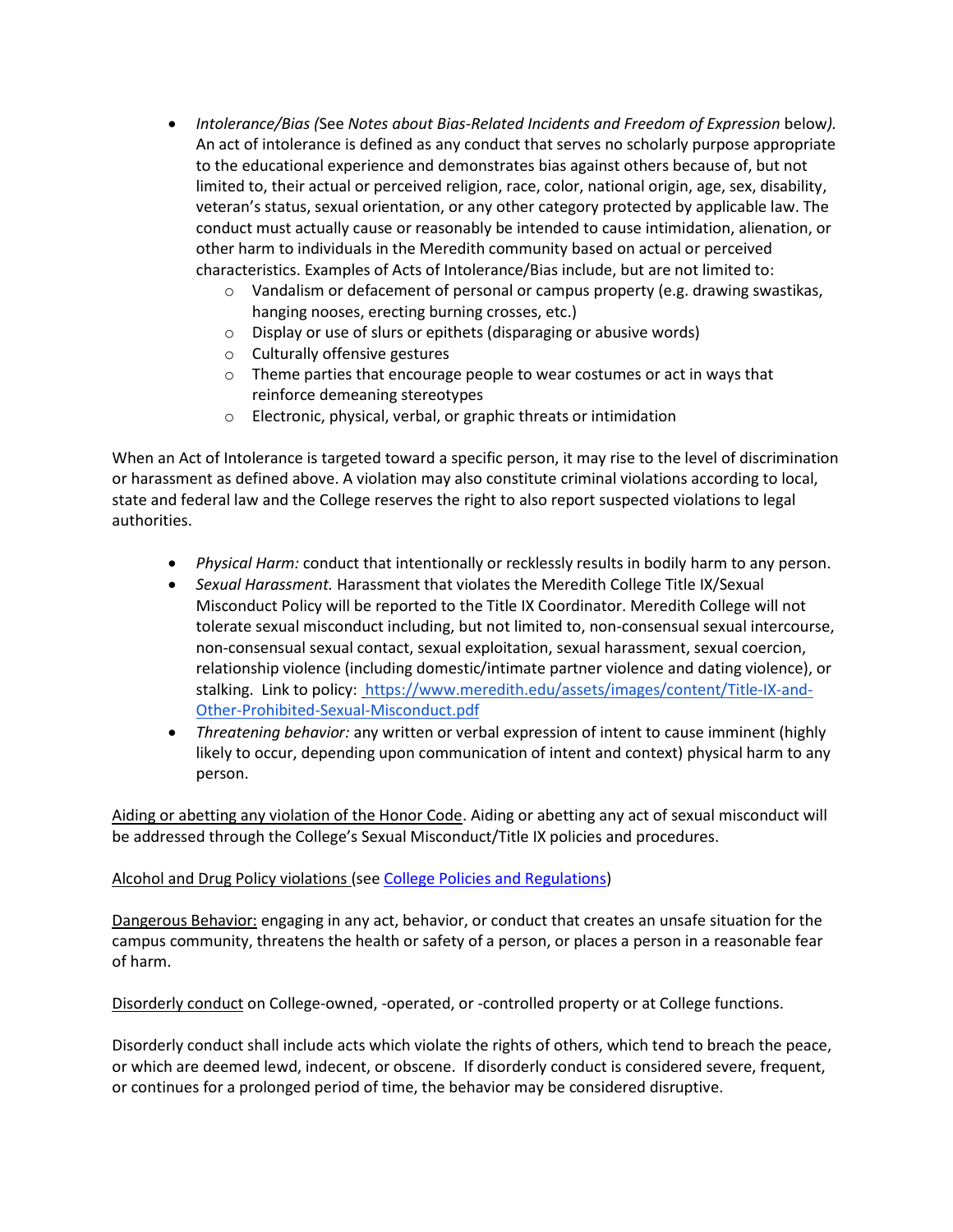- *Intolerance/Bias (*See *Notes about Bias-Related Incidents and Freedom of Expression* below*).* An act of intolerance is defined as any conduct that serves no scholarly purpose appropriate to the educational experience and demonstrates bias against others because of, but not limited to, their actual or perceived religion, race, color, national origin, age, sex, disability, veteran's status, sexual orientation, or any other category protected by applicable law. The conduct must actually cause or reasonably be intended to cause intimidation, alienation, or other harm to individuals in the Meredith community based on actual or perceived characteristics. Examples of Acts of Intolerance/Bias include, but are not limited to:
    - Vandalism or defacement of personal or campus property (e.g. drawing swastikas, hanging nooses, erecting burning crosses, etc.)
    - Display or use of slurs or epithets (disparaging or abusive words)
    - Culturally offensive gestures
    - Theme parties that encourage people to wear costumes or act in ways that reinforce demeaning stereotypes
    - Electronic, physical, verbal, or graphic threats or intimidation

When an Act of Intolerance is targeted toward a specific person, it may rise to the level of discrimination or harassment as defined above. A violation may also constitute criminal violations according to local, state and federal law and the College reserves the right to also report suspected violations to legal authorities.

- *Physical Harm:* conduct that intentionally or recklessly results in bodily harm to any person.
- *Sexual Harassment.* Harassment that violates the Meredith College Title IX/Sexual Misconduct Policy will be reported to the Title IX Coordinator. Meredith College will not tolerate sexual misconduct including, but not limited to, non-consensual sexual intercourse, non-consensual sexual contact, sexual exploitation, sexual harassment, sexual coercion, relationship violence (including domestic/intimate partner violence and dating violence), or stalking. Link to policy: [https://www.meredith.edu/assets/images/content/Title-IX-and-Other-Prohibited-Sexual-Misconduct.pdf](https://www.meredith.edu/assets/images/content/Title-IX-and-Other-Prohibited-Sexual-Misconduct.pdf)
- *Threatening behavior:* any written or verbal expression of intent to cause imminent (highly likely to occur, depending upon communication of intent and context) physical harm to any person.

<u>Aiding or abetting any violation of the Honor Code</u>. Aiding or abetting any act of sexual misconduct will be addressed through the College's Sexual Misconduct/Title IX policies and procedures.

<u>Alcohol and Drug Policy violations</u> (see [College Policies and Regulations](College Policies and Regulations))

<u>Dangerous Behavior:</u> engaging in any act, behavior, or conduct that creates an unsafe situation for the campus community, threatens the health or safety of a person, or places a person in a reasonable fear of harm.

<u>Disorderly conduct</u> on College-owned, -operated, or -controlled property or at College functions.

Disorderly conduct shall include acts which violate the rights of others, which tend to breach the peace, or which are deemed lewd, indecent, or obscene. If disorderly conduct is considered severe, frequent, or continues for a prolonged period of time, the behavior may be considered disruptive.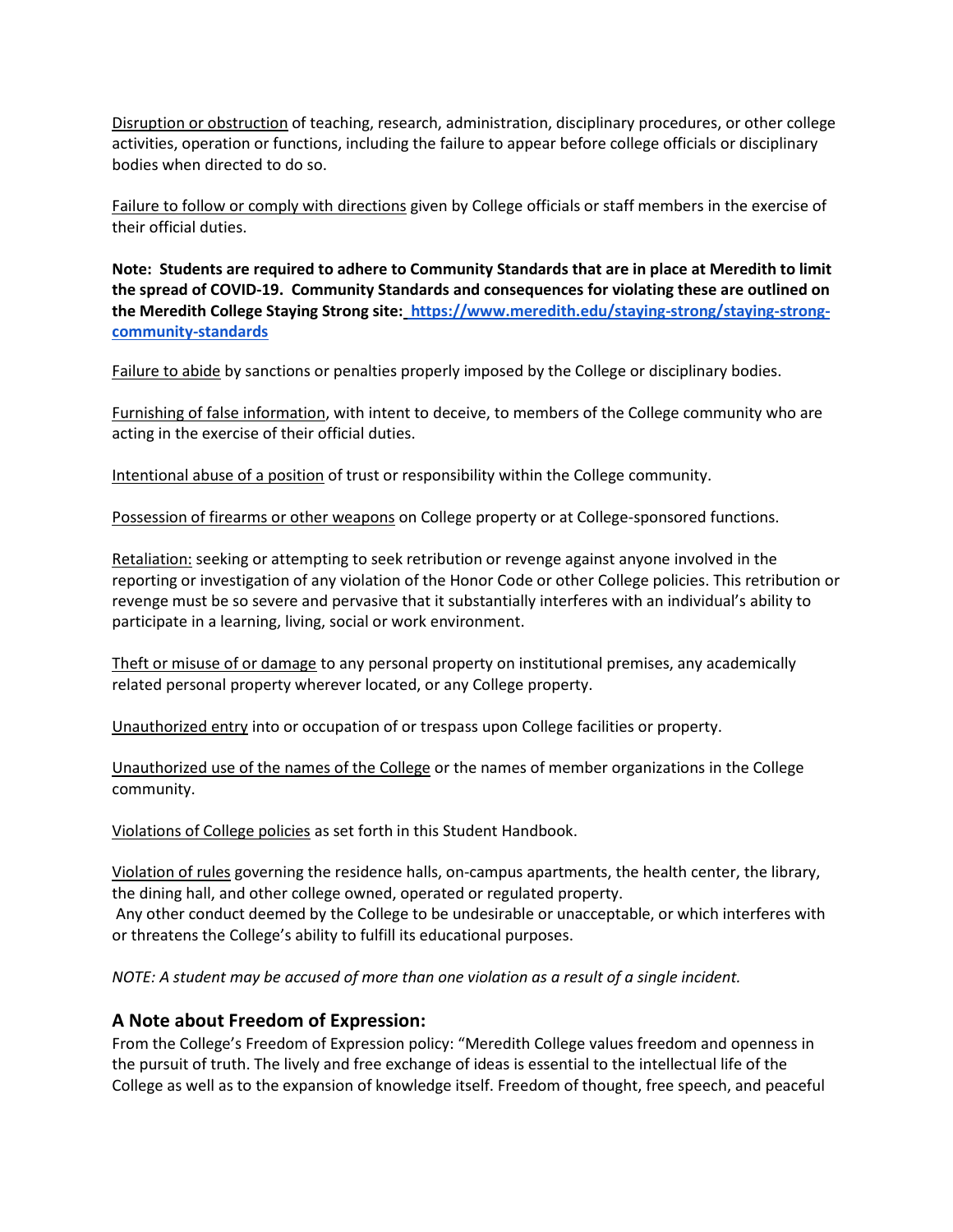Disruption or obstruction of teaching, research, administration, disciplinary procedures, or other college activities, operation or functions, including the failure to appear before college officials or disciplinary bodies when directed to do so.

Failure to follow or comply with directions given by College officials or staff members in the exercise of their official duties.

**Note: Students are required to adhere to Community Standards that are in place at Meredith to limit the spread of COVID-19. Community Standards and consequences for violating these are outlined on the Meredith College Staying Strong site: [https://www.meredith.edu/staying-strong/staying-strong-community-standards](https://www.meredith.edu/staying-strong/staying-strong-community-standards)**

Failure to abide by sanctions or penalties properly imposed by the College or disciplinary bodies.

Furnishing of false information, with intent to deceive, to members of the College community who are acting in the exercise of their official duties.

Intentional abuse of a position of trust or responsibility within the College community.

Possession of firearms or other weapons on College property or at College-sponsored functions.

Retaliation: seeking or attempting to seek retribution or revenge against anyone involved in the reporting or investigation of any violation of the Honor Code or other College policies. This retribution or revenge must be so severe and pervasive that it substantially interferes with an individual's ability to participate in a learning, living, social or work environment.

Theft or misuse of or damage to any personal property on institutional premises, any academically related personal property wherever located, or any College property.

Unauthorized entry into or occupation of or trespass upon College facilities or property.

Unauthorized use of the names of the College or the names of member organizations in the College community.

Violations of College policies as set forth in this Student Handbook.

Violation of rules governing the residence halls, on-campus apartments, the health center, the library, the dining hall, and other college owned, operated or regulated property.
Any other conduct deemed by the College to be undesirable or unacceptable, or which interferes with or threatens the College's ability to fulfill its educational purposes.

*NOTE: A student may be accused of more than one violation as a result of a single incident.*

## A Note about Freedom of Expression:

From the College's Freedom of Expression policy: "Meredith College values freedom and openness in the pursuit of truth. The lively and free exchange of ideas is essential to the intellectual life of the College as well as to the expansion of knowledge itself. Freedom of thought, free speech, and peaceful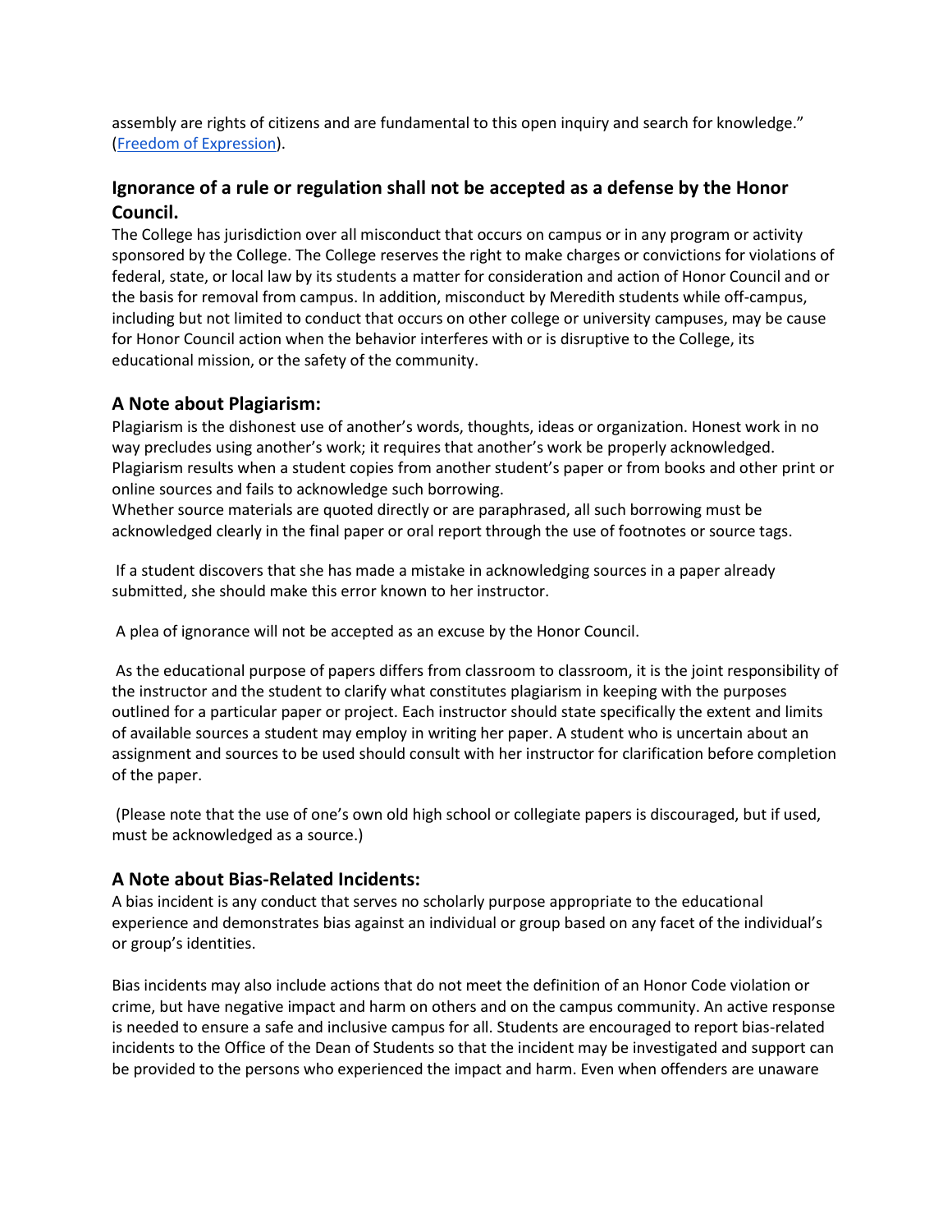assembly are rights of citizens and are fundamental to this open inquiry and search for knowledge." ([Freedom of Expression](Freedom of Expression)).

### Ignorance of a rule or regulation shall not be accepted as a defense by the Honor Council.

The College has jurisdiction over all misconduct that occurs on campus or in any program or activity sponsored by the College. The College reserves the right to make charges or convictions for violations of federal, state, or local law by its students a matter for consideration and action of Honor Council and or the basis for removal from campus. In addition, misconduct by Meredith students while off-campus, including but not limited to conduct that occurs on other college or university campuses, may be cause for Honor Council action when the behavior interferes with or is disruptive to the College, its educational mission, or the safety of the community.

### A Note about Plagiarism:

Plagiarism is the dishonest use of another's words, thoughts, ideas or organization. Honest work in no way precludes using another's work; it requires that another's work be properly acknowledged. Plagiarism results when a student copies from another student's paper or from books and other print or online sources and fails to acknowledge such borrowing.
Whether source materials are quoted directly or are paraphrased, all such borrowing must be acknowledged clearly in the final paper or oral report through the use of footnotes or source tags.

If a student discovers that she has made a mistake in acknowledging sources in a paper already submitted, she should make this error known to her instructor.

A plea of ignorance will not be accepted as an excuse by the Honor Council.

As the educational purpose of papers differs from classroom to classroom, it is the joint responsibility of the instructor and the student to clarify what constitutes plagiarism in keeping with the purposes outlined for a particular paper or project. Each instructor should state specifically the extent and limits of available sources a student may employ in writing her paper. A student who is uncertain about an assignment and sources to be used should consult with her instructor for clarification before completion of the paper.

(Please note that the use of one's own old high school or collegiate papers is discouraged, but if used, must be acknowledged as a source.)

### A Note about Bias-Related Incidents:

A bias incident is any conduct that serves no scholarly purpose appropriate to the educational experience and demonstrates bias against an individual or group based on any facet of the individual's or group's identities.

Bias incidents may also include actions that do not meet the definition of an Honor Code violation or crime, but have negative impact and harm on others and on the campus community. An active response is needed to ensure a safe and inclusive campus for all. Students are encouraged to report bias-related incidents to the Office of the Dean of Students so that the incident may be investigated and support can be provided to the persons who experienced the impact and harm. Even when offenders are unaware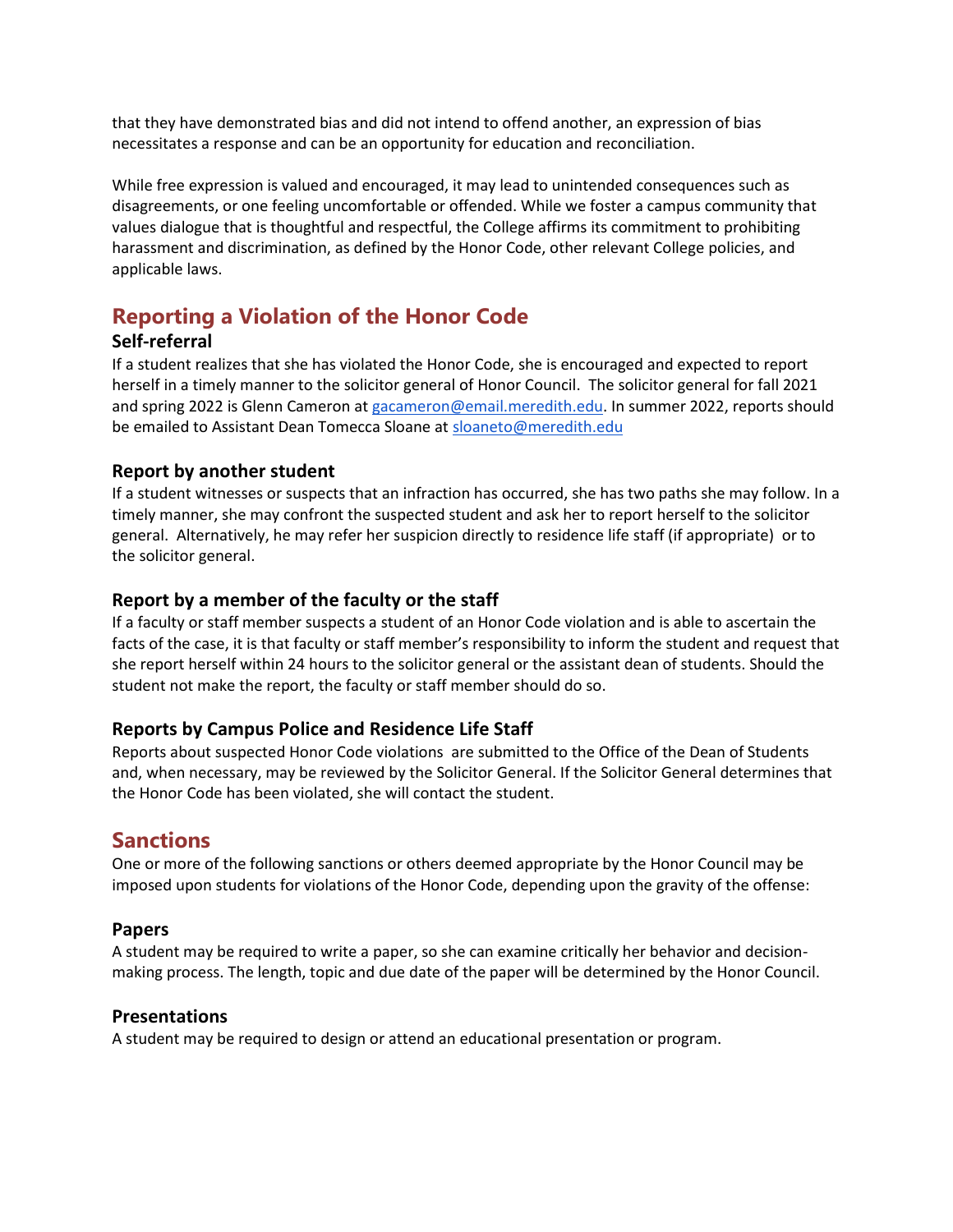that they have demonstrated bias and did not intend to offend another, an expression of bias necessitates a response and can be an opportunity for education and reconciliation.

While free expression is valued and encouraged, it may lead to unintended consequences such as disagreements, or one feeling uncomfortable or offended. While we foster a campus community that values dialogue that is thoughtful and respectful, the College affirms its commitment to prohibiting harassment and discrimination, as defined by the Honor Code, other relevant College policies, and applicable laws.

## Reporting a Violation of the Honor Code

### Self-referral

If a student realizes that she has violated the Honor Code, she is encouraged and expected to report herself in a timely manner to the solicitor general of Honor Council. The solicitor general for fall 2021 and spring 2022 is Glenn Cameron at gacameron@email.meredith.edu. In summer 2022, reports should be emailed to Assistant Dean Tomecca Sloane at sloaneto@meredith.edu

### Report by another student

If a student witnesses or suspects that an infraction has occurred, she has two paths she may follow. In a timely manner, she may confront the suspected student and ask her to report herself to the solicitor general. Alternatively, he may refer her suspicion directly to residence life staff (if appropriate) or to the solicitor general.

### Report by a member of the faculty or the staff

If a faculty or staff member suspects a student of an Honor Code violation and is able to ascertain the facts of the case, it is that faculty or staff member's responsibility to inform the student and request that she report herself within 24 hours to the solicitor general or the assistant dean of students. Should the student not make the report, the faculty or staff member should do so.

### Reports by Campus Police and Residence Life Staff

Reports about suspected Honor Code violations are submitted to the Office of the Dean of Students and, when necessary, may be reviewed by the Solicitor General. If the Solicitor General determines that the Honor Code has been violated, she will contact the student.

## Sanctions

One or more of the following sanctions or others deemed appropriate by the Honor Council may be imposed upon students for violations of the Honor Code, depending upon the gravity of the offense:

### Papers

A student may be required to write a paper, so she can examine critically her behavior and decision-making process. The length, topic and due date of the paper will be determined by the Honor Council.

### Presentations

A student may be required to design or attend an educational presentation or program.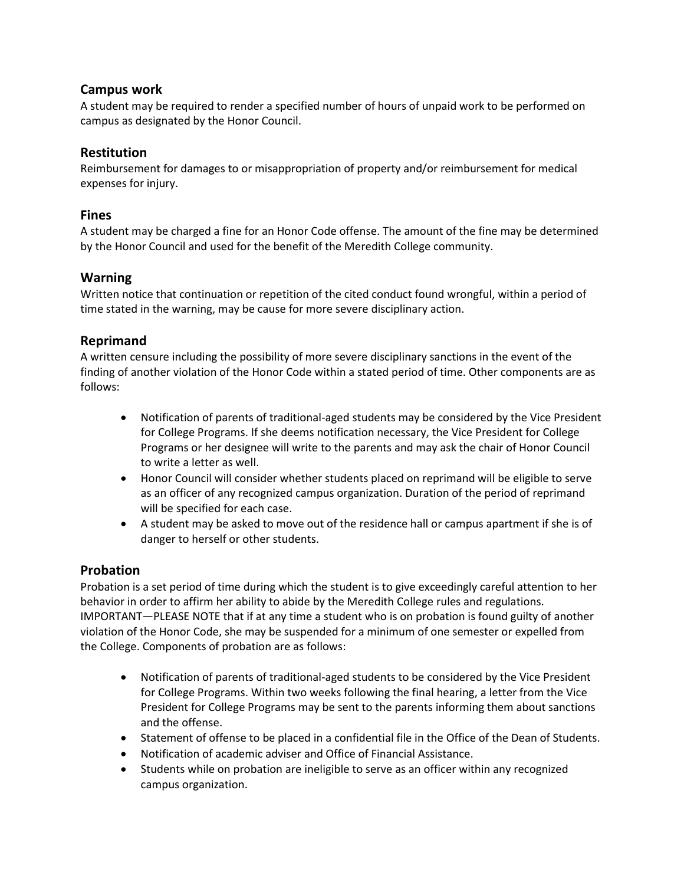### Campus work

A student may be required to render a specified number of hours of unpaid work to be performed on campus as designated by the Honor Council.

### Restitution

Reimbursement for damages to or misappropriation of property and/or reimbursement for medical expenses for injury.

### Fines

A student may be charged a fine for an Honor Code offense. The amount of the fine may be determined by the Honor Council and used for the benefit of the Meredith College community.

### Warning

Written notice that continuation or repetition of the cited conduct found wrongful, within a period of time stated in the warning, may be cause for more severe disciplinary action.

### Reprimand

A written censure including the possibility of more severe disciplinary sanctions in the event of the finding of another violation of the Honor Code within a stated period of time. Other components are as follows:

- Notification of parents of traditional-aged students may be considered by the Vice President for College Programs. If she deems notification necessary, the Vice President for College Programs or her designee will write to the parents and may ask the chair of Honor Council to write a letter as well.
- Honor Council will consider whether students placed on reprimand will be eligible to serve as an officer of any recognized campus organization. Duration of the period of reprimand will be specified for each case.
- A student may be asked to move out of the residence hall or campus apartment if she is of danger to herself or other students.

### Probation

Probation is a set period of time during which the student is to give exceedingly careful attention to her behavior in order to affirm her ability to abide by the Meredith College rules and regulations. IMPORTANT—PLEASE NOTE that if at any time a student who is on probation is found guilty of another violation of the Honor Code, she may be suspended for a minimum of one semester or expelled from the College. Components of probation are as follows:

- Notification of parents of traditional-aged students to be considered by the Vice President for College Programs. Within two weeks following the final hearing, a letter from the Vice President for College Programs may be sent to the parents informing them about sanctions and the offense.
- Statement of offense to be placed in a confidential file in the Office of the Dean of Students.
- Notification of academic adviser and Office of Financial Assistance.
- Students while on probation are ineligible to serve as an officer within any recognized campus organization.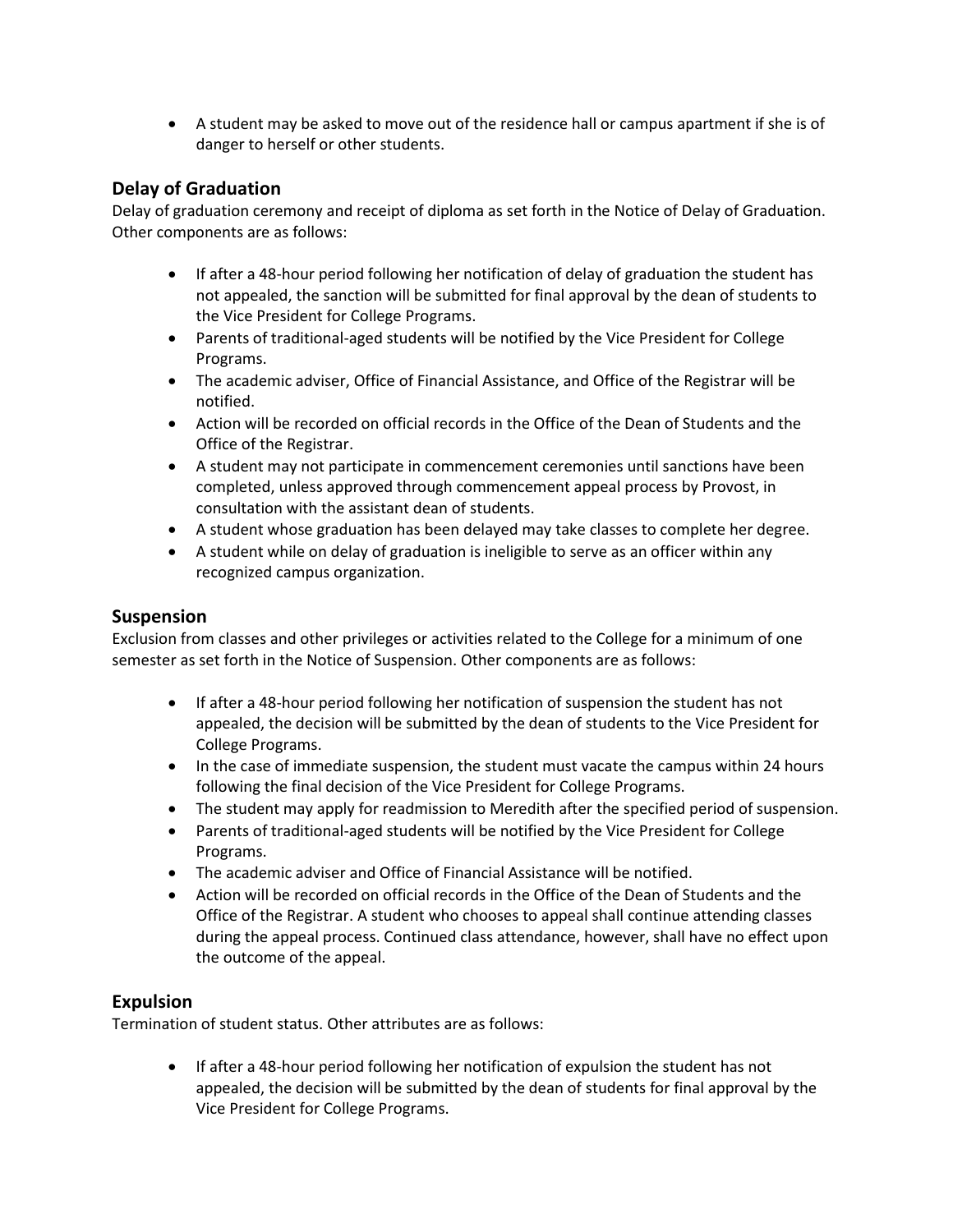- A student may be asked to move out of the residence hall or campus apartment if she is of danger to herself or other students.

## Delay of Graduation

Delay of graduation ceremony and receipt of diploma as set forth in the Notice of Delay of Graduation. Other components are as follows:

- If after a 48-hour period following her notification of delay of graduation the student has not appealed, the sanction will be submitted for final approval by the dean of students to the Vice President for College Programs.
- Parents of traditional-aged students will be notified by the Vice President for College Programs.
- The academic adviser, Office of Financial Assistance, and Office of the Registrar will be notified.
- Action will be recorded on official records in the Office of the Dean of Students and the Office of the Registrar.
- A student may not participate in commencement ceremonies until sanctions have been completed, unless approved through commencement appeal process by Provost, in consultation with the assistant dean of students.
- A student whose graduation has been delayed may take classes to complete her degree.
- A student while on delay of graduation is ineligible to serve as an officer within any recognized campus organization.

## Suspension

Exclusion from classes and other privileges or activities related to the College for a minimum of one semester as set forth in the Notice of Suspension. Other components are as follows:

- If after a 48-hour period following her notification of suspension the student has not appealed, the decision will be submitted by the dean of students to the Vice President for College Programs.
- In the case of immediate suspension, the student must vacate the campus within 24 hours following the final decision of the Vice President for College Programs.
- The student may apply for readmission to Meredith after the specified period of suspension.
- Parents of traditional-aged students will be notified by the Vice President for College Programs.
- The academic adviser and Office of Financial Assistance will be notified.
- Action will be recorded on official records in the Office of the Dean of Students and the Office of the Registrar. A student who chooses to appeal shall continue attending classes during the appeal process. Continued class attendance, however, shall have no effect upon the outcome of the appeal.

## Expulsion

Termination of student status. Other attributes are as follows:

- If after a 48-hour period following her notification of expulsion the student has not appealed, the decision will be submitted by the dean of students for final approval by the Vice President for College Programs.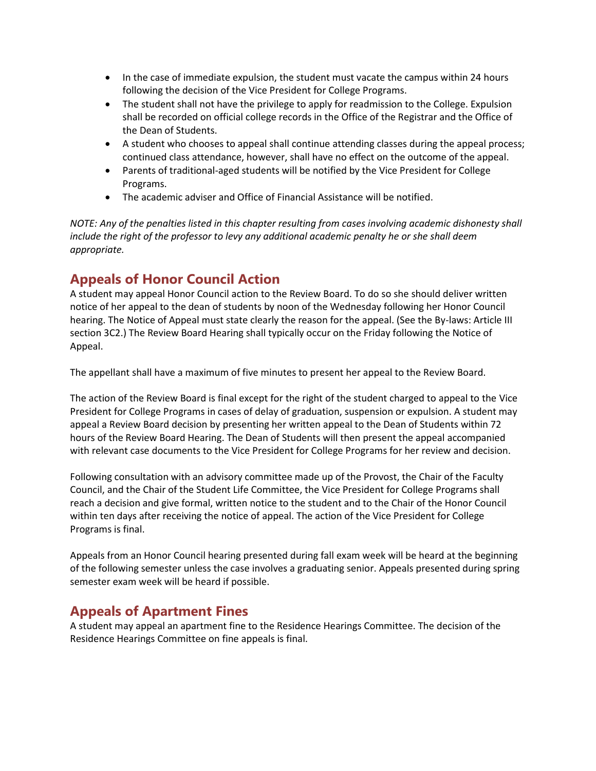- In the case of immediate expulsion, the student must vacate the campus within 24 hours following the decision of the Vice President for College Programs.
- The student shall not have the privilege to apply for readmission to the College. Expulsion shall be recorded on official college records in the Office of the Registrar and the Office of the Dean of Students.
- A student who chooses to appeal shall continue attending classes during the appeal process; continued class attendance, however, shall have no effect on the outcome of the appeal.
- Parents of traditional-aged students will be notified by the Vice President for College Programs.
- The academic adviser and Office of Financial Assistance will be notified.

*NOTE: Any of the penalties listed in this chapter resulting from cases involving academic dishonesty shall include the right of the professor to levy any additional academic penalty he or she shall deem appropriate.*

## Appeals of Honor Council Action

A student may appeal Honor Council action to the Review Board. To do so she should deliver written notice of her appeal to the dean of students by noon of the Wednesday following her Honor Council hearing. The Notice of Appeal must state clearly the reason for the appeal. (See the By-laws: Article III section 3C2.) The Review Board Hearing shall typically occur on the Friday following the Notice of Appeal.

The appellant shall have a maximum of five minutes to present her appeal to the Review Board.

The action of the Review Board is final except for the right of the student charged to appeal to the Vice President for College Programs in cases of delay of graduation, suspension or expulsion. A student may appeal a Review Board decision by presenting her written appeal to the Dean of Students within 72 hours of the Review Board Hearing. The Dean of Students will then present the appeal accompanied with relevant case documents to the Vice President for College Programs for her review and decision.

Following consultation with an advisory committee made up of the Provost, the Chair of the Faculty Council, and the Chair of the Student Life Committee, the Vice President for College Programs shall reach a decision and give formal, written notice to the student and to the Chair of the Honor Council within ten days after receiving the notice of appeal. The action of the Vice President for College Programs is final.

Appeals from an Honor Council hearing presented during fall exam week will be heard at the beginning of the following semester unless the case involves a graduating senior. Appeals presented during spring semester exam week will be heard if possible.

## Appeals of Apartment Fines

A student may appeal an apartment fine to the Residence Hearings Committee. The decision of the Residence Hearings Committee on fine appeals is final.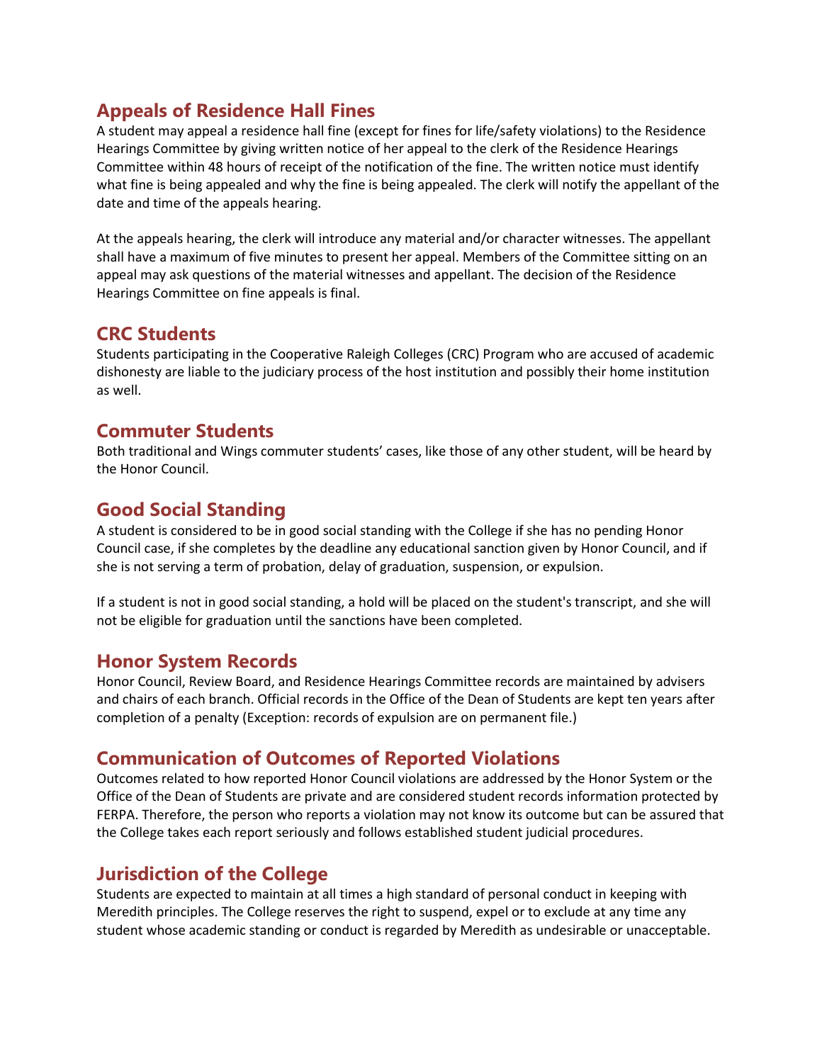## Appeals of Residence Hall Fines

A student may appeal a residence hall fine (except for fines for life/safety violations) to the Residence Hearings Committee by giving written notice of her appeal to the clerk of the Residence Hearings Committee within 48 hours of receipt of the notification of the fine. The written notice must identify what fine is being appealed and why the fine is being appealed. The clerk will notify the appellant of the date and time of the appeals hearing.

At the appeals hearing, the clerk will introduce any material and/or character witnesses. The appellant shall have a maximum of five minutes to present her appeal. Members of the Committee sitting on an appeal may ask questions of the material witnesses and appellant. The decision of the Residence Hearings Committee on fine appeals is final.

## CRC Students

Students participating in the Cooperative Raleigh Colleges (CRC) Program who are accused of academic dishonesty are liable to the judiciary process of the host institution and possibly their home institution as well.

## Commuter Students

Both traditional and Wings commuter students' cases, like those of any other student, will be heard by the Honor Council.

## Good Social Standing

A student is considered to be in good social standing with the College if she has no pending Honor Council case, if she completes by the deadline any educational sanction given by Honor Council, and if she is not serving a term of probation, delay of graduation, suspension, or expulsion.

If a student is not in good social standing, a hold will be placed on the student's transcript, and she will not be eligible for graduation until the sanctions have been completed.

## Honor System Records

Honor Council, Review Board, and Residence Hearings Committee records are maintained by advisers and chairs of each branch. Official records in the Office of the Dean of Students are kept ten years after completion of a penalty (Exception: records of expulsion are on permanent file.)

## Communication of Outcomes of Reported Violations

Outcomes related to how reported Honor Council violations are addressed by the Honor System or the Office of the Dean of Students are private and are considered student records information protected by FERPA. Therefore, the person who reports a violation may not know its outcome but can be assured that the College takes each report seriously and follows established student judicial procedures.

## Jurisdiction of the College

Students are expected to maintain at all times a high standard of personal conduct in keeping with Meredith principles. The College reserves the right to suspend, expel or to exclude at any time any student whose academic standing or conduct is regarded by Meredith as undesirable or unacceptable.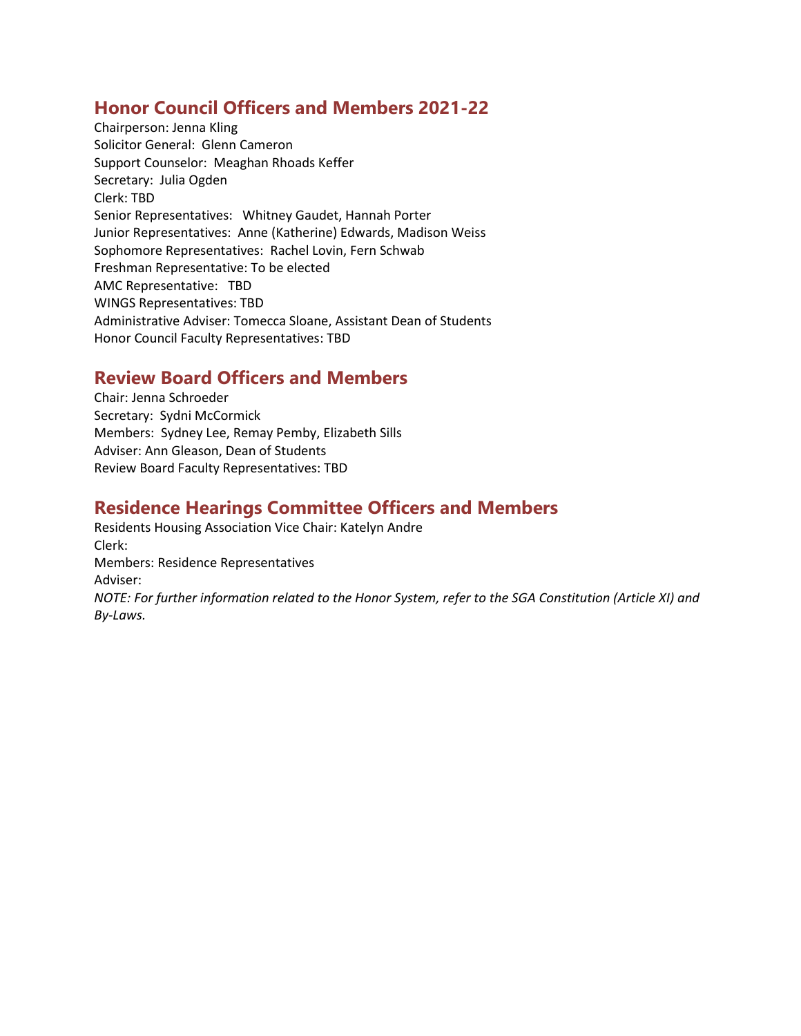## Honor Council Officers and Members 2021-22

Chairperson: Jenna Kling
Solicitor General: Glenn Cameron
Support Counselor: Meaghan Rhoads Keffer
Secretary: Julia Ogden
Clerk: TBD
Senior Representatives: Whitney Gaudet, Hannah Porter
Junior Representatives: Anne (Katherine) Edwards, Madison Weiss
Sophomore Representatives: Rachel Lovin, Fern Schwab
Freshman Representative: To be elected
AMC Representative: TBD
WINGS Representatives: TBD
Administrative Adviser: Tomecca Sloane, Assistant Dean of Students
Honor Council Faculty Representatives: TBD

## Review Board Officers and Members

Chair: Jenna Schroeder
Secretary: Sydni McCormick
Members: Sydney Lee, Remay Pemby, Elizabeth Sills
Adviser: Ann Gleason, Dean of Students
Review Board Faculty Representatives: TBD

## Residence Hearings Committee Officers and Members

Residents Housing Association Vice Chair: Katelyn Andre
Clerk:
Members: Residence Representatives
Adviser:
*NOTE: For further information related to the Honor System, refer to the SGA Constitution (Article XI) and By-Laws.*